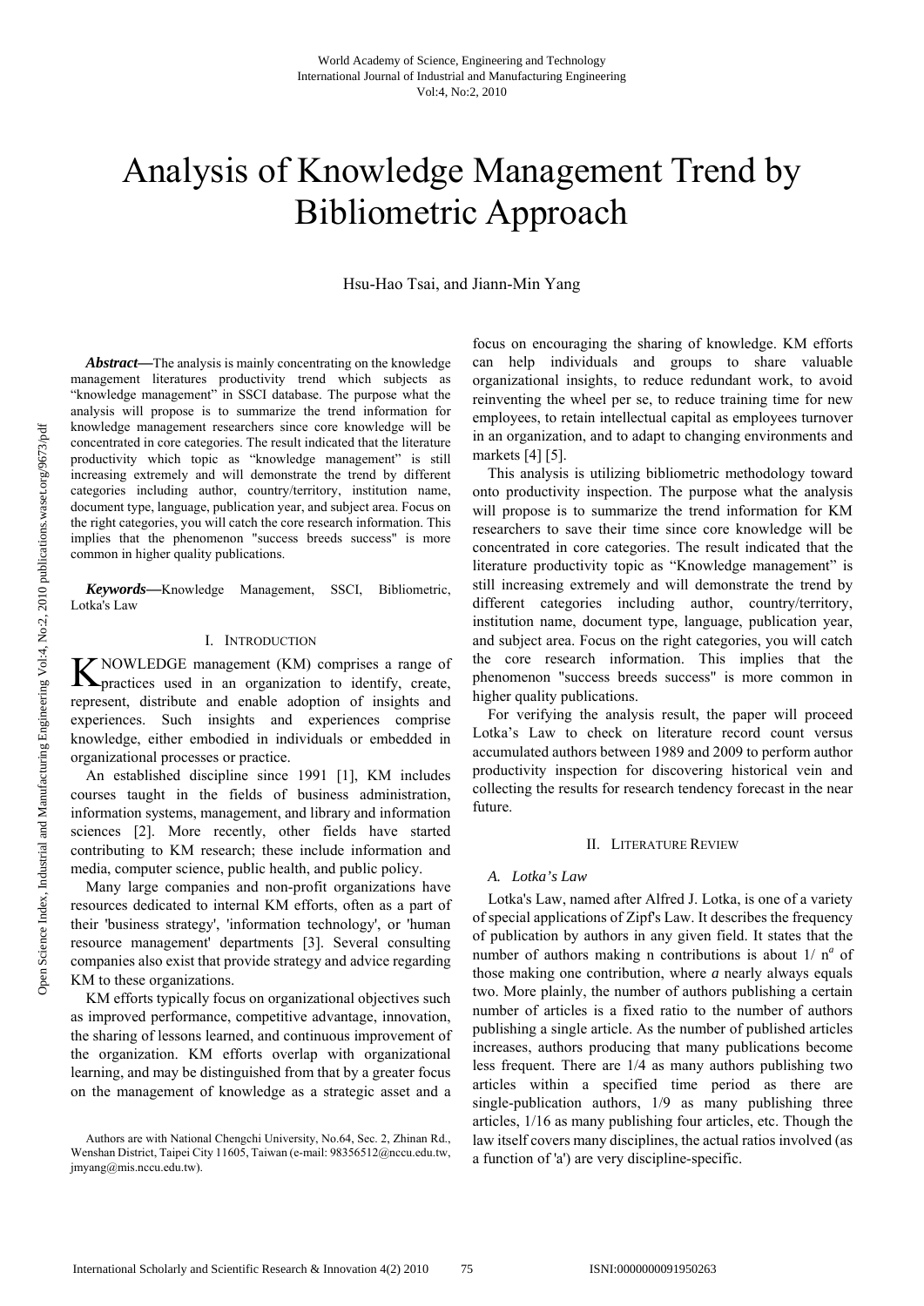# Analysis of Knowledge Management Trend by Bibliometric Approach

Hsu-Hao Tsai, and Jiann-Min Yang

***Abstract*—**The analysis is mainly concentrating on the knowledge management literatures productivity trend which subjects as "knowledge management" in SSCI database. The purpose what the analysis will propose is to summarize the trend information for knowledge management researchers since core knowledge will be concentrated in core categories. The result indicated that the literature productivity which topic as "knowledge management" is still increasing extremely and will demonstrate the trend by different categories including author, country/territory, institution name, document type, language, publication year, and subject area. Focus on the right categories, you will catch the core research information. This implies that the phenomenon "success breeds success" is more common in higher quality publications.

***Keywords*—**Knowledge Management, SSCI, Bibliometric, Lotka's Law

## I. Introduction

KNOWLEDGE management (KM) comprises a range of practices used in an organization to identify, create, represent, distribute and enable adoption of insights and experiences. Such insights and experiences comprise knowledge, either embodied in individuals or embedded in organizational processes or practice.

An established discipline since 1991 [1], KM includes courses taught in the fields of business administration, information systems, management, and library and information sciences [2]. More recently, other fields have started contributing to KM research; these include information and media, computer science, public health, and public policy.

Many large companies and non-profit organizations have resources dedicated to internal KM efforts, often as a part of their 'business strategy', 'information technology', or 'human resource management' departments [3]. Several consulting companies also exist that provide strategy and advice regarding KM to these organizations.

KM efforts typically focus on organizational objectives such as improved performance, competitive advantage, innovation, the sharing of lessons learned, and continuous improvement of the organization. KM efforts overlap with organizational learning, and may be distinguished from that by a greater focus on the management of knowledge as a strategic asset and a focus on encouraging the sharing of knowledge. KM efforts can help individuals and groups to share valuable organizational insights, to reduce redundant work, to avoid reinventing the wheel per se, to reduce training time for new employees, to retain intellectual capital as employees turnover in an organization, and to adapt to changing environments and markets [4] [5].

This analysis is utilizing bibliometric methodology toward onto productivity inspection. The purpose what the analysis will propose is to summarize the trend information for KM researchers to save their time since core knowledge will be concentrated in core categories. The result indicated that the literature productivity topic as "Knowledge management" is still increasing extremely and will demonstrate the trend by different categories including author, country/territory, institution name, document type, language, publication year, and subject area. Focus on the right categories, you will catch the core research information. This implies that the phenomenon "success breeds success" is more common in higher quality publications.

For verifying the analysis result, the paper will proceed Lotka's Law to check on literature record count versus accumulated authors between 1989 and 2009 to perform author productivity inspection for discovering historical vein and collecting the results for research tendency forecast in the near future.

## II. Literature Review

### *A. Lotka's Law*

Lotka's Law, named after Alfred J. Lotka, is one of a variety of special applications of Zipf's Law. It describes the frequency of publication by authors in any given field. It states that the number of authors making n contributions is about $1/n^a$ of those making one contribution, where *a* nearly always equals two. More plainly, the number of authors publishing a certain number of articles is a fixed ratio to the number of authors publishing a single article. As the number of published articles increases, authors producing that many publications become less frequent. There are 1/4 as many authors publishing two articles within a specified time period as there are single-publication authors, 1/9 as many publishing three articles, 1/16 as many publishing four articles, etc. Though the law itself covers many disciplines, the actual ratios involved (as a function of 'a') are very discipline-specific.

Authors are with National Chengchi University, No.64, Sec. 2, Zhinan Rd., Wenshan District, Taipei City 11605, Taiwan (e-mail: 98356512@nccu.edu.tw, jmyang@mis.nccu.edu.tw).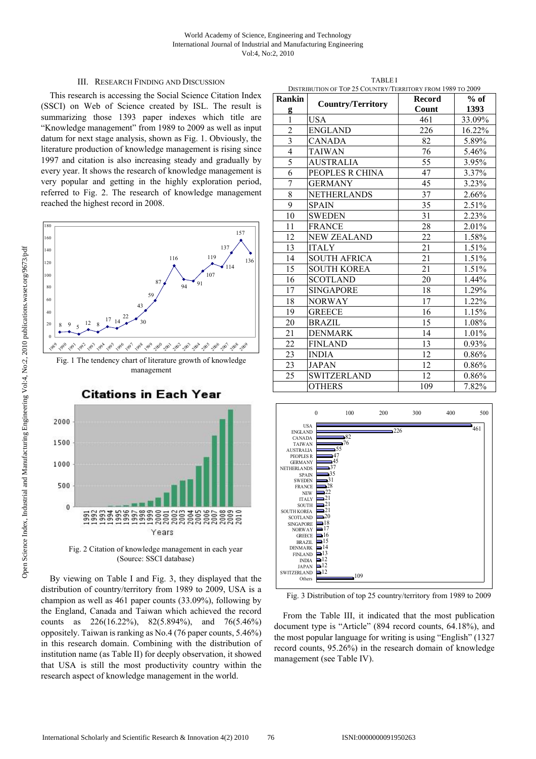## III. Research Finding and Discussion

This research is accessing the Social Science Citation Index (SSCI) on Web of Science created by ISL. The result is summarizing those 1393 paper indexes which title are "Knowledge management" from 1989 to 2009 as well as input datum for next stage analysis, shown as Fig. 1. Obviously, the literature production of knowledge management is rising since 1997 and citation is also increasing steady and gradually by every year. It shows the research of knowledge management is very popular and getting in the highly exploration period, referred to Fig. 2. The research of knowledge management reached the highest record in 2008.

Fig. 1 The tendency chart of literature growth of knowledge management

Fig. 2 Citation of knowledge management in each year (Source: SSCI database)

By viewing on Table I and Fig. 3, they displayed that the distribution of country/territory from 1989 to 2009, USA is a champion as well as 461 paper counts (33.09%), following by the England, Canada and Taiwan which achieved the record counts as 226(16.22%), 82(5.894%), and 76(5.46%) oppositely. Taiwan is ranking as No.4 (76 paper counts, 5.46%) in this research domain. Combining with the distribution of institution name (as Table II) for deeply observation, it showed that USA is still the most productivity country within the research aspect of knowledge management in the world.

TABLE I
DISTRIBUTION OF TOP 25 COUNTRY/TERRITORY FROM 1989 TO 2009

| Ranking | Country/Territory | Record Count | % of 1393 |
|---|---|---|---|
| 1 | USA | 461 | 33.09% |
| 2 | ENGLAND | 226 | 16.22% |
| 3 | CANADA | 82 | 5.89% |
| 4 | TAIWAN | 76 | 5.46% |
| 5 | AUSTRALIA | 55 | 3.95% |
| 6 | PEOPLES R CHINA | 47 | 3.37% |
| 7 | GERMANY | 45 | 3.23% |
| 8 | NETHERLANDS | 37 | 2.66% |
| 9 | SPAIN | 35 | 2.51% |
| 10 | SWEDEN | 31 | 2.23% |
| 11 | FRANCE | 28 | 2.01% |
| 12 | NEW ZEALAND | 22 | 1.58% |
| 13 | ITALY | 21 | 1.51% |
| 14 | SOUTH AFRICA | 21 | 1.51% |
| 15 | SOUTH KOREA | 21 | 1.51% |
| 16 | SCOTLAND | 20 | 1.44% |
| 17 | SINGAPORE | 18 | 1.29% |
| 18 | NORWAY | 17 | 1.22% |
| 19 | GREECE | 16 | 1.15% |
| 20 | BRAZIL | 15 | 1.08% |
| 21 | DENMARK | 14 | 1.01% |
| 22 | FINLAND | 13 | 0.93% |
| 23 | INDIA | 12 | 0.86% |
| 23 | JAPAN | 12 | 0.86% |
| 25 | SWITZERLAND | 12 | 0.86% |
| | OTHERS | 109 | 7.82% |

Fig. 3 Distribution of top 25 country/territory from 1989 to 2009

From the Table III, it indicated that the most publication document type is "Article" (894 record counts, 64.18%), and the most popular language for writing is using "English" (1327 record counts, 95.26%) in the research domain of knowledge management (see Table IV).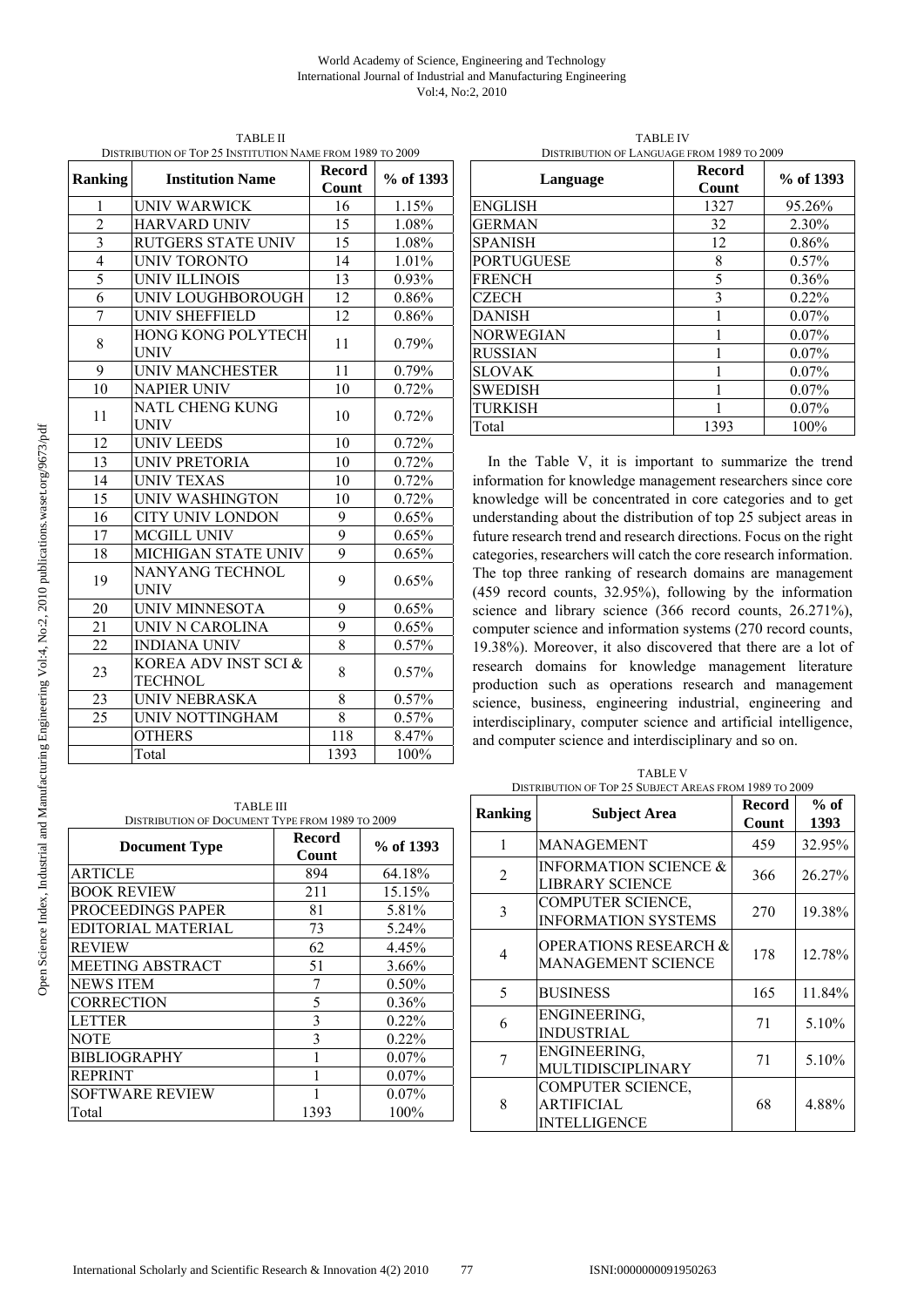TABLE II
DISTRIBUTION OF TOP 25 INSTITUTION NAME FROM 1989 TO 2009

| Ranking | Institution Name | Record Count | % of 1393 |
|---|---|---|---|
| 1 | UNIV WARWICK | 16 | 1.15% |
| 2 | HARVARD UNIV | 15 | 1.08% |
| 3 | RUTGERS STATE UNIV | 15 | 1.08% |
| 4 | UNIV TORONTO | 14 | 1.01% |
| 5 | UNIV ILLINOIS | 13 | 0.93% |
| 6 | UNIV LOUGHBOROUGH | 12 | 0.86% |
| 7 | UNIV SHEFFIELD | 12 | 0.86% |
| 8 | HONG KONG POLYTECH UNIV | 11 | 0.79% |
| 9 | UNIV MANCHESTER | 11 | 0.79% |
| 10 | NAPIER UNIV | 10 | 0.72% |
| 11 | NATL CHENG KUNG UNIV | 10 | 0.72% |
| 12 | UNIV LEEDS | 10 | 0.72% |
| 13 | UNIV PRETORIA | 10 | 0.72% |
| 14 | UNIV TEXAS | 10 | 0.72% |
| 15 | UNIV WASHINGTON | 10 | 0.72% |
| 16 | CITY UNIV LONDON | 9 | 0.65% |
| 17 | MCGILL UNIV | 9 | 0.65% |
| 18 | MICHIGAN STATE UNIV | 9 | 0.65% |
| 19 | NANYANG TECHNOL UNIV | 9 | 0.65% |
| 20 | UNIV MINNESOTA | 9 | 0.65% |
| 21 | UNIV N CAROLINA | 9 | 0.65% |
| 22 | INDIANA UNIV | 8 | 0.57% |
| 23 | KOREA ADV INST SCI & TECHNOL | 8 | 0.57% |
| 23 | UNIV NEBRASKA | 8 | 0.57% |
| 25 | UNIV NOTTINGHAM | 8 | 0.57% |
| | OTHERS | 118 | 8.47% |
| | Total | 1393 | 100% |

TABLE III
DISTRIBUTION OF DOCUMENT TYPE FROM 1989 TO 2009

| Document Type | Record Count | % of 1393 |
|---|---|---|
| ARTICLE | 894 | 64.18% |
| BOOK REVIEW | 211 | 15.15% |
| PROCEEDINGS PAPER | 81 | 5.81% |
| EDITORIAL MATERIAL | 73 | 5.24% |
| REVIEW | 62 | 4.45% |
| MEETING ABSTRACT | 51 | 3.66% |
| NEWS ITEM | 7 | 0.50% |
| CORRECTION | 5 | 0.36% |
| LETTER | 3 | 0.22% |
| NOTE | 3 | 0.22% |
| BIBLIOGRAPHY | 1 | 0.07% |
| REPRINT | 1 | 0.07% |
| SOFTWARE REVIEW | 1 | 0.07% |
| Total | 1393 | 100% |

TABLE IV
DISTRIBUTION OF LANGUAGE FROM 1989 TO 2009

| Language | Record Count | % of 1393 |
|---|---|---|
| ENGLISH | 1327 | 95.26% |
| GERMAN | 32 | 2.30% |
| SPANISH | 12 | 0.86% |
| PORTUGUESE | 8 | 0.57% |
| FRENCH | 5 | 0.36% |
| CZECH | 3 | 0.22% |
| DANISH | 1 | 0.07% |
| NORWEGIAN | 1 | 0.07% |
| RUSSIAN | 1 | 0.07% |
| SLOVAK | 1 | 0.07% |
| SWEDISH | 1 | 0.07% |
| TURKISH | 1 | 0.07% |
| Total | 1393 | 100% |

In the Table V, it is important to summarize the trend information for knowledge management researchers since core knowledge will be concentrated in core categories and to get understanding about the distribution of top 25 subject areas in future research trend and research directions. Focus on the right categories, researchers will catch the core research information. The top three ranking of research domains are management (459 record counts, 32.95%), following by the information science and library science (366 record counts, 26.271%), computer science and information systems (270 record counts, 19.38%). Moreover, it also discovered that there are a lot of research domains for knowledge management literature production such as operations research and management science, business, engineering industrial, engineering and interdisciplinary, computer science and artificial intelligence, and computer science and interdisciplinary and so on.

TABLE V
DISTRIBUTION OF TOP 25 SUBJECT AREAS FROM 1989 TO 2009

| Ranking | Subject Area | Record Count | % of 1393 |
|---|---|---|---|
| 1 | MANAGEMENT | 459 | 32.95% |
| 2 | INFORMATION SCIENCE & LIBRARY SCIENCE | 366 | 26.27% |
| 3 | COMPUTER SCIENCE, INFORMATION SYSTEMS | 270 | 19.38% |
| 4 | OPERATIONS RESEARCH & MANAGEMENT SCIENCE | 178 | 12.78% |
| 5 | BUSINESS | 165 | 11.84% |
| 6 | ENGINEERING, INDUSTRIAL | 71 | 5.10% |
| 7 | ENGINEERING, MULTIDISCIPLINARY | 71 | 5.10% |
| 8 | COMPUTER SCIENCE, ARTIFICIAL INTELLIGENCE | 68 | 4.88% |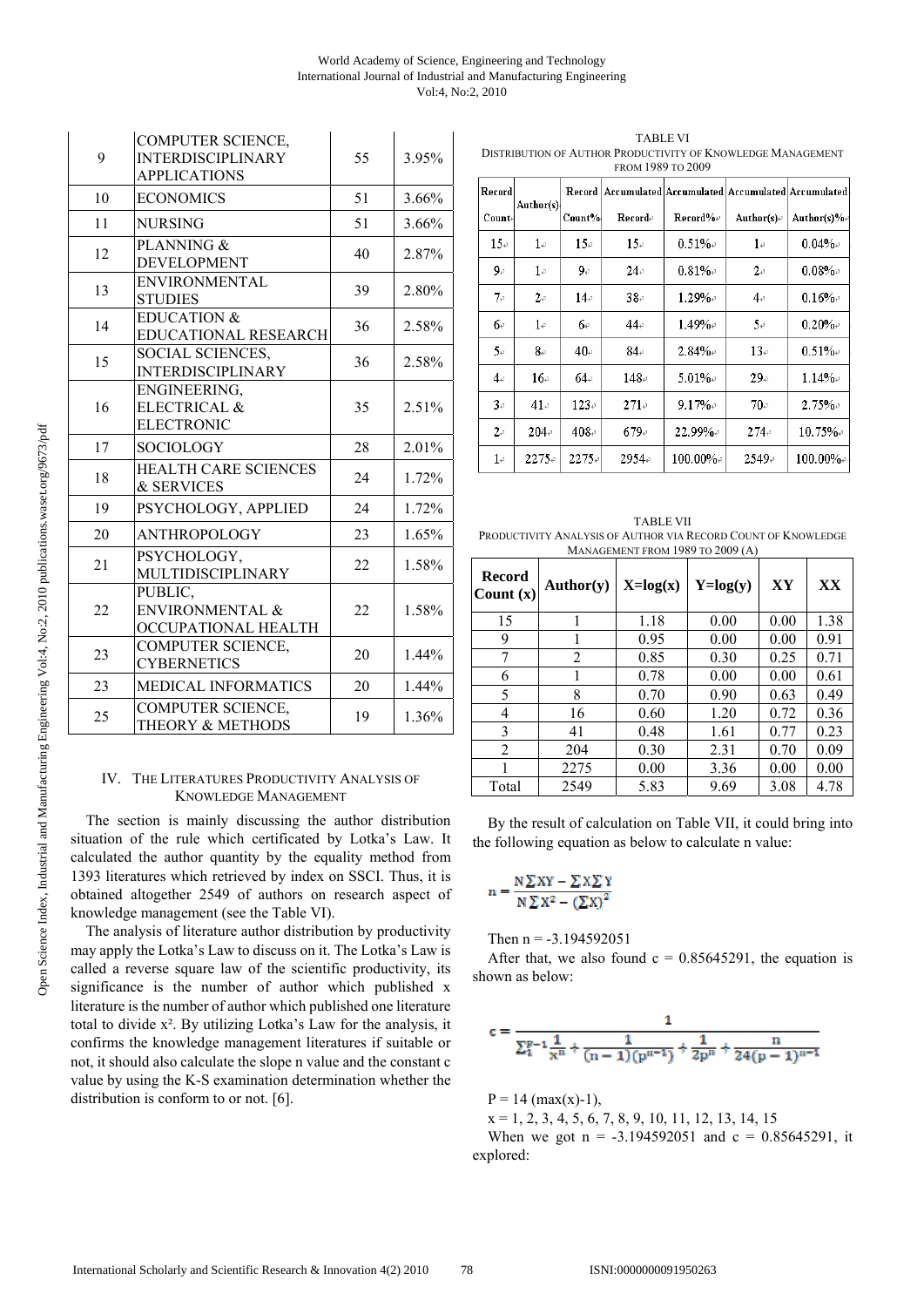| 9 | COMPUTER SCIENCE, INTERDISCIPLINARY APPLICATIONS | 55 | 3.95% |
|---|---|---|---|
| 10 | ECONOMICS | 51 | 3.66% |
| 11 | NURSING | 51 | 3.66% |
| 12 | PLANNING & DEVELOPMENT | 40 | 2.87% |
| 13 | ENVIRONMENTAL STUDIES | 39 | 2.80% |
| 14 | EDUCATION & EDUCATIONAL RESEARCH | 36 | 2.58% |
| 15 | SOCIAL SCIENCES, INTERDISCIPLINARY | 36 | 2.58% |
| 16 | ENGINEERING, ELECTRICAL & ELECTRONIC | 35 | 2.51% |
| 17 | SOCIOLOGY | 28 | 2.01% |
| 18 | HEALTH CARE SCIENCES & SERVICES | 24 | 1.72% |
| 19 | PSYCHOLOGY, APPLIED | 24 | 1.72% |
| 20 | ANTHROPOLOGY | 23 | 1.65% |
| 21 | PSYCHOLOGY, MULTIDISCIPLINARY | 22 | 1.58% |
| 22 | PUBLIC, ENVIRONMENTAL & OCCUPATIONAL HEALTH | 22 | 1.58% |
| 23 | COMPUTER SCIENCE, CYBERNETICS | 20 | 1.44% |
| 23 | MEDICAL INFORMATICS | 20 | 1.44% |
| 25 | COMPUTER SCIENCE, THEORY & METHODS | 19 | 1.36% |

## IV. The Literatures Productivity Analysis of Knowledge Management

The section is mainly discussing the author distribution situation of the rule which certificated by Lotka's Law. It calculated the author quantity by the equality method from 1393 literatures which retrieved by index on SSCI. Thus, it is obtained altogether 2549 of authors on research aspect of knowledge management (see the Table VI).

The analysis of literature author distribution by productivity may apply the Lotka's Law to discuss on it. The Lotka's Law is called a reverse square law of the scientific productivity, its significance is the number of author which published x literature is the number of author which published one literature total to divide $x^2$. By utilizing Lotka's Law for the analysis, it confirms the knowledge management literatures if suitable or not, it should also calculate the slope n value and the constant c value by using the K-S examination determination whether the distribution is conform to or not. [6].

TABLE VI
DISTRIBUTION OF AUTHOR PRODUCTIVITY OF KNOWLEDGE MANAGEMENT FROM 1989 TO 2009

| Record Count | Author(s) | Record Count% | Accumulated Record | Accumulated Record% | Accumulated Author(s) | Accumulated Author(s)% |
|---|---|---|---|---|---|---|
| 15 | 1 | 15 | 15 | 0.51% | 1 | 0.04% |
| 9 | 1 | 9 | 24 | 0.81% | 2 | 0.08% |
| 7 | 2 | 14 | 38 | 1.29% | 4 | 0.16% |
| 6 | 1 | 6 | 44 | 1.49% | 5 | 0.20% |
| 5 | 8 | 40 | 84 | 2.84% | 13 | 0.51% |
| 4 | 16 | 64 | 148 | 5.01% | 29 | 1.14% |
| 3 | 41 | 123 | 271 | 9.17% | 70 | 2.75% |
| 2 | 204 | 408 | 679 | 22.99% | 274 | 10.75% |
| 1 | 2275 | 2275 | 2954 | 100.00% | 2549 | 100.00% |

TABLE VII
PRODUCTIVITY ANALYSIS OF AUTHOR VIA RECORD COUNT OF KNOWLEDGE MANAGEMENT FROM 1989 TO 2009 (A)

| Record Count (x) | Author(y) | X=log(x) | Y=log(y) | XY | XX |
|---|---|---|---|---|---|
| 15 | 1 | 1.18 | 0.00 | 0.00 | 1.38 |
| 9 | 1 | 0.95 | 0.00 | 0.00 | 0.91 |
| 7 | 2 | 0.85 | 0.30 | 0.25 | 0.71 |
| 6 | 1 | 0.78 | 0.00 | 0.00 | 0.61 |
| 5 | 8 | 0.70 | 0.90 | 0.63 | 0.49 |
| 4 | 16 | 0.60 | 1.20 | 0.72 | 0.36 |
| 3 | 41 | 0.48 | 1.61 | 0.77 | 0.23 |
| 2 | 204 | 0.30 | 2.31 | 0.70 | 0.09 |
| 1 | 2275 | 0.00 | 3.36 | 0.00 | 0.00 |
| Total | 2549 | 5.83 | 9.69 | 3.08 | 4.78 |

By the result of calculation on Table VII, it could bring into the following equation as below to calculate n value:

$$n = \frac{N\sum XY - \sum X \sum Y}{N\sum X^2 - (\sum X)^2}$$

Then n = -3.194592051

After that, we also found c = 0.85645291, the equation is shown as below:

$$c = \frac{1}{\sum_1^{p-1} \frac{1}{x^n} + \frac{1}{(n-1)(p^{n-1})} + \frac{1}{2p^n} + \frac{n}{24(p-1)^{n-1}}}$$

P = 14 (max(x)-1),

x = 1, 2, 3, 4, 5, 6, 7, 8, 9, 10, 11, 12, 13, 14, 15

When we got n = -3.194592051 and c = 0.85645291, it explored: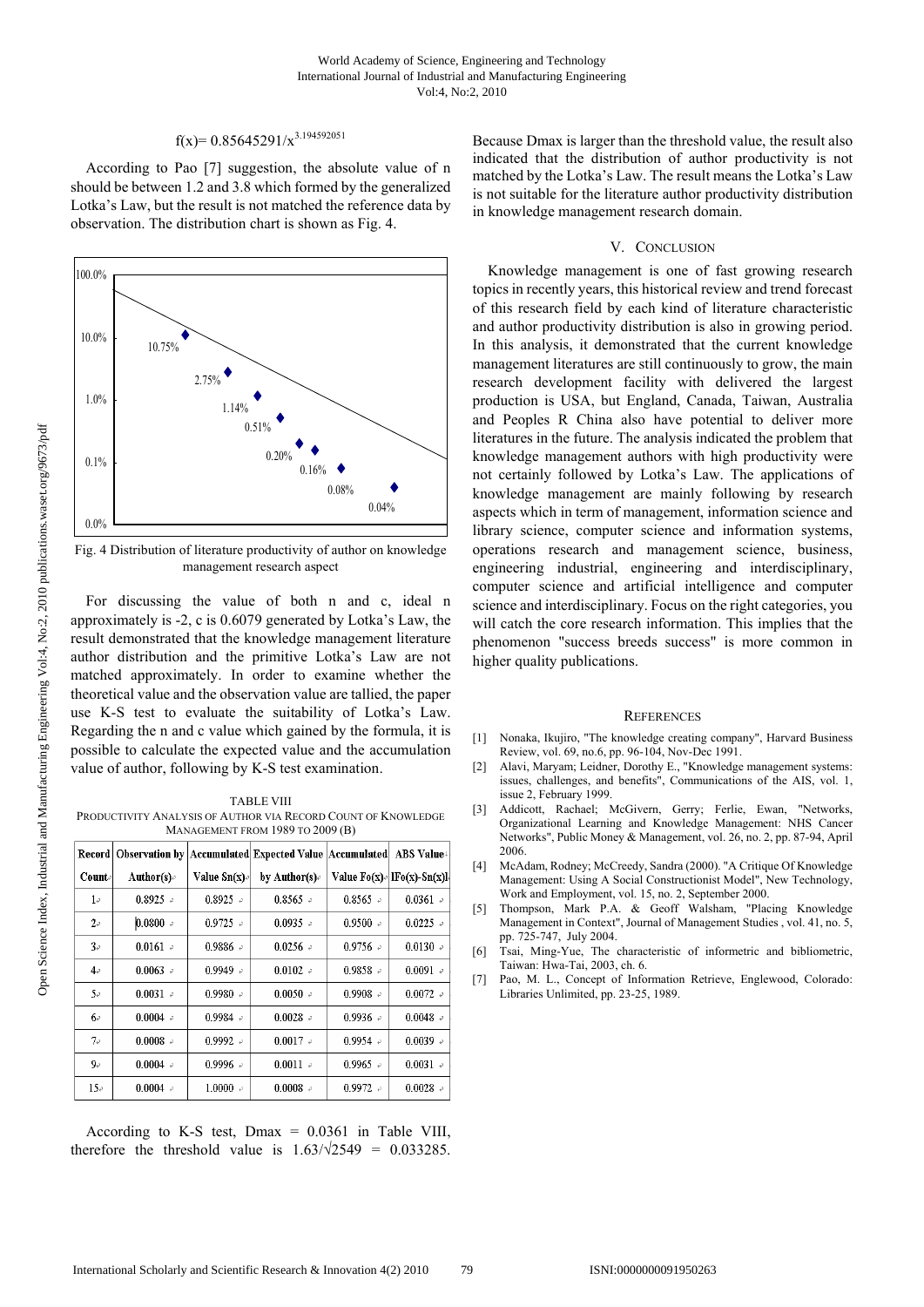$$f(x)= 0.85645291/x^{3.194592051}$$

According to Pao [7] suggestion, the absolute value of n should be between 1.2 and 3.8 which formed by the generalized Lotka's Law, but the result is not matched the reference data by observation. The distribution chart is shown as Fig. 4.

100.0%
10.0%
1.0%
0.1%
0.0%
10.75%
2.75%
1.14%
0.51%
0.20%
0.16%
0.08%
0.04%

Fig. 4 Distribution of literature productivity of author on knowledge management research aspect

For discussing the value of both n and c, ideal n approximately is -2, c is 0.6079 generated by Lotka's Law, the result demonstrated that the knowledge management literature author distribution and the primitive Lotka's Law are not matched approximately. In order to examine whether the theoretical value and the observation value are tallied, the paper use K-S test to evaluate the suitability of Lotka's Law. Regarding the n and c value which gained by the formula, it is possible to calculate the expected value and the accumulation value of author, following by K-S test examination.

TABLE VIII
PRODUCTIVITY ANALYSIS OF AUTHOR VIA RECORD COUNT OF KNOWLEDGE MANAGEMENT FROM 1989 TO 2009 (B)

| Record Count | Observation by Author(s) | Accumulated Value Sn(x) | Expected Value by Author(s) | Accumulated Value Fo(x) | ABS Value \|Fo(x)-Sn(x)\| |
|---|---|---|---|---|---|
| 1 | 0.8925 | 0.8925 | 0.8565 | 0.8565 | 0.0361 |
| 2 | 0.0800 | 0.9725 | 0.0935 | 0.9500 | 0.0225 |
| 3 | 0.0161 | 0.9886 | 0.0256 | 0.9756 | 0.0130 |
| 4 | 0.0063 | 0.9949 | 0.0102 | 0.9858 | 0.0091 |
| 5 | 0.0031 | 0.9980 | 0.0050 | 0.9908 | 0.0072 |
| 6 | 0.0004 | 0.9984 | 0.0028 | 0.9936 | 0.0048 |
| 7 | 0.0008 | 0.9992 | 0.0017 | 0.9954 | 0.0039 |
| 9 | 0.0004 | 0.9996 | 0.0011 | 0.9965 | 0.0031 |
| 15 | 0.0004 | 1.0000 | 0.0008 | 0.9972 | 0.0028 |

According to K-S test, Dmax = 0.0361 in Table VIII, therefore the threshold value is $1.63/\sqrt{2549} = 0.033285$. Because Dmax is larger than the threshold value, the result also indicated that the distribution of author productivity is not matched by the Lotka's Law. The result means the Lotka's Law is not suitable for the literature author productivity distribution in knowledge management research domain.

## V. CONCLUSION

Knowledge management is one of fast growing research topics in recently years, this historical review and trend forecast of this research field by each kind of literature characteristic and author productivity distribution is also in growing period. In this analysis, it demonstrated that the current knowledge management literatures are still continuously to grow, the main research development facility with delivered the largest production is USA, but England, Canada, Taiwan, Australia and Peoples R China also have potential to deliver more literatures in the future. The analysis indicated the problem that knowledge management authors with high productivity were not certainly followed by Lotka's Law. The applications of knowledge management are mainly following by research aspects which in term of management, information science and library science, computer science and information systems, operations research and management science, business, engineering industrial, engineering and interdisciplinary, computer science and artificial intelligence and computer science and interdisciplinary. Focus on the right categories, you will catch the core research information. This implies that the phenomenon "success breeds success" is more common in higher quality publications.

## REFERENCES

[1] Nonaka, Ikujiro, "The knowledge creating company", Harvard Business Review, vol. 69, no.6, pp. 96-104, Nov-Dec 1991.

[2] Alavi, Maryam; Leidner, Dorothy E., "Knowledge management systems: issues, challenges, and benefits", Communications of the AIS, vol. 1, issue 2, February 1999.

[3] Addicott, Rachael; McGivern, Gerry; Ferlie, Ewan, "Networks, Organizational Learning and Knowledge Management: NHS Cancer Networks", Public Money & Management, vol. 26, no. 2, pp. 87-94, April 2006.

[4] McAdam, Rodney; McCreedy, Sandra (2000). "A Critique Of Knowledge Management: Using A Social Constructionist Model", New Technology, Work and Employment, vol. 15, no. 2, September 2000.

[5] Thompson, Mark P.A. & Geoff Walsham, "Placing Knowledge Management in Context", Journal of Management Studies , vol. 41, no. 5, pp. 725-747, July 2004.

[6] Tsai, Ming-Yue, The characteristic of informetric and bibliometric, Taiwan: Hwa-Tai, 2003, ch. 6.

[7] Pao, M. L., Concept of Information Retrieve, Englewood, Colorado: Libraries Unlimited, pp. 23-25, 1989.